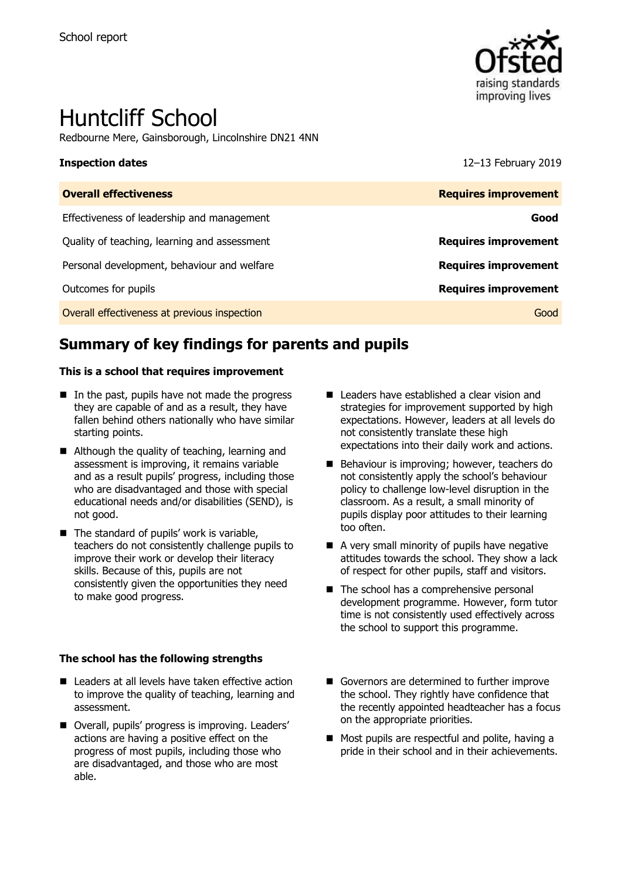School report

# Huntcliff School

Redbourne Mere, Gainsborough, Lincolnshire DN21 4NN

| **Inspection dates** | 12–13 February 2019 |
| --- | --- |
| **Overall effectiveness** | **Requires improvement** |
| Effectiveness of leadership and management | **Good** |
| Quality of teaching, learning and assessment | **Requires improvement** |
| Personal development, behaviour and welfare | **Requires improvement** |
| Outcomes for pupils | **Requires improvement** |
| Overall effectiveness at previous inspection | Good |

## Summary of key findings for parents and pupils

**This is a school that requires improvement**

- In the past, pupils have not made the progress they are capable of and as a result, they have fallen behind others nationally who have similar starting points.
- Although the quality of teaching, learning and assessment is improving, it remains variable and as a result pupils' progress, including those who are disadvantaged and those with special educational needs and/or disabilities (SEND), is not good.
- The standard of pupils' work is variable, teachers do not consistently challenge pupils to improve their work or develop their literacy skills. Because of this, pupils are not consistently given the opportunities they need to make good progress.
- Leaders have established a clear vision and strategies for improvement supported by high expectations. However, leaders at all levels do not consistently translate these high expectations into their daily work and actions.
- Behaviour is improving; however, teachers do not consistently apply the school's behaviour policy to challenge low-level disruption in the classroom. As a result, a small minority of pupils display poor attitudes to their learning too often.
- A very small minority of pupils have negative attitudes towards the school. They show a lack of respect for other pupils, staff and visitors.
- The school has a comprehensive personal development programme. However, form tutor time is not consistently used effectively across the school to support this programme.

**The school has the following strengths**

- Leaders at all levels have taken effective action to improve the quality of teaching, learning and assessment.
- Overall, pupils' progress is improving. Leaders' actions are having a positive effect on the progress of most pupils, including those who are disadvantaged, and those who are most able.
- Governors are determined to further improve the school. They rightly have confidence that the recently appointed headteacher has a focus on the appropriate priorities.
- Most pupils are respectful and polite, having a pride in their school and in their achievements.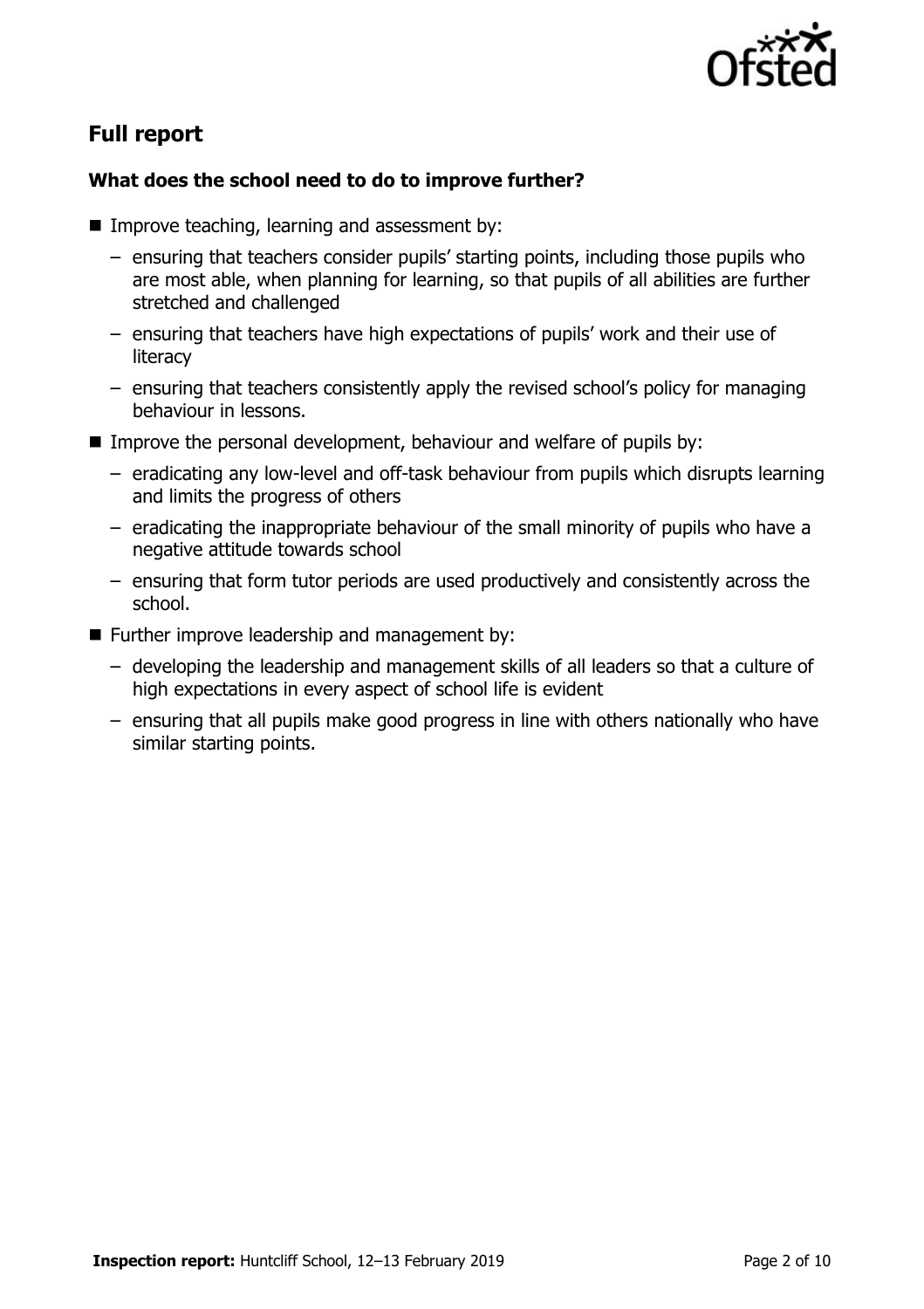## Full report

### What does the school need to do to improve further?

- Improve teaching, learning and assessment by:
  - ensuring that teachers consider pupils' starting points, including those pupils who are most able, when planning for learning, so that pupils of all abilities are further stretched and challenged
  - ensuring that teachers have high expectations of pupils' work and their use of literacy
  - ensuring that teachers consistently apply the revised school's policy for managing behaviour in lessons.
- Improve the personal development, behaviour and welfare of pupils by:
  - eradicating any low-level and off-task behaviour from pupils which disrupts learning and limits the progress of others
  - eradicating the inappropriate behaviour of the small minority of pupils who have a negative attitude towards school
  - ensuring that form tutor periods are used productively and consistently across the school.
- Further improve leadership and management by:
  - developing the leadership and management skills of all leaders so that a culture of high expectations in every aspect of school life is evident
  - ensuring that all pupils make good progress in line with others nationally who have similar starting points.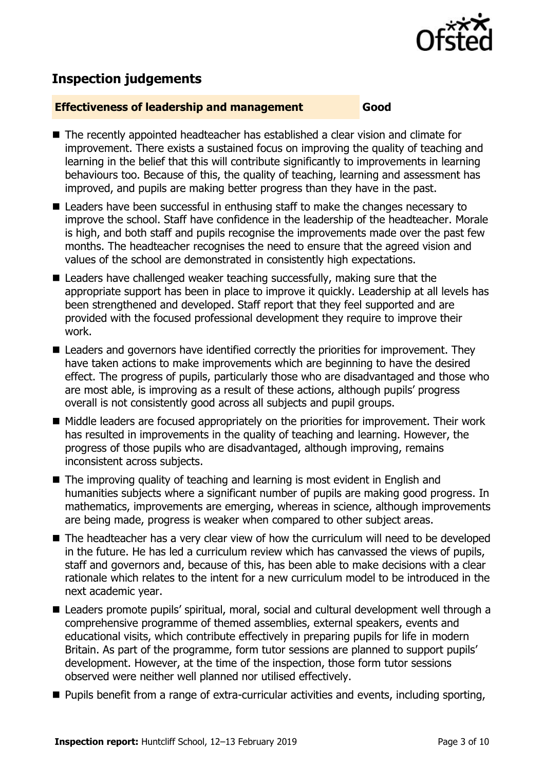## Inspection judgements

| **Effectiveness of leadership and management** | **Good** |
| --- | --- |

- The recently appointed headteacher has established a clear vision and climate for improvement. There exists a sustained focus on improving the quality of teaching and learning in the belief that this will contribute significantly to improvements in learning behaviours too. Because of this, the quality of teaching, learning and assessment has improved, and pupils are making better progress than they have in the past.
- Leaders have been successful in enthusing staff to make the changes necessary to improve the school. Staff have confidence in the leadership of the headteacher. Morale is high, and both staff and pupils recognise the improvements made over the past few months. The headteacher recognises the need to ensure that the agreed vision and values of the school are demonstrated in consistently high expectations.
- Leaders have challenged weaker teaching successfully, making sure that the appropriate support has been in place to improve it quickly. Leadership at all levels has been strengthened and developed. Staff report that they feel supported and are provided with the focused professional development they require to improve their work.
- Leaders and governors have identified correctly the priorities for improvement. They have taken actions to make improvements which are beginning to have the desired effect. The progress of pupils, particularly those who are disadvantaged and those who are most able, is improving as a result of these actions, although pupils' progress overall is not consistently good across all subjects and pupil groups.
- Middle leaders are focused appropriately on the priorities for improvement. Their work has resulted in improvements in the quality of teaching and learning. However, the progress of those pupils who are disadvantaged, although improving, remains inconsistent across subjects.
- The improving quality of teaching and learning is most evident in English and humanities subjects where a significant number of pupils are making good progress. In mathematics, improvements are emerging, whereas in science, although improvements are being made, progress is weaker when compared to other subject areas.
- The headteacher has a very clear view of how the curriculum will need to be developed in the future. He has led a curriculum review which has canvassed the views of pupils, staff and governors and, because of this, has been able to make decisions with a clear rationale which relates to the intent for a new curriculum model to be introduced in the next academic year.
- Leaders promote pupils' spiritual, moral, social and cultural development well through a comprehensive programme of themed assemblies, external speakers, events and educational visits, which contribute effectively in preparing pupils for life in modern Britain. As part of the programme, form tutor sessions are planned to support pupils' development. However, at the time of the inspection, those form tutor sessions observed were neither well planned nor utilised effectively.
- Pupils benefit from a range of extra-curricular activities and events, including sporting,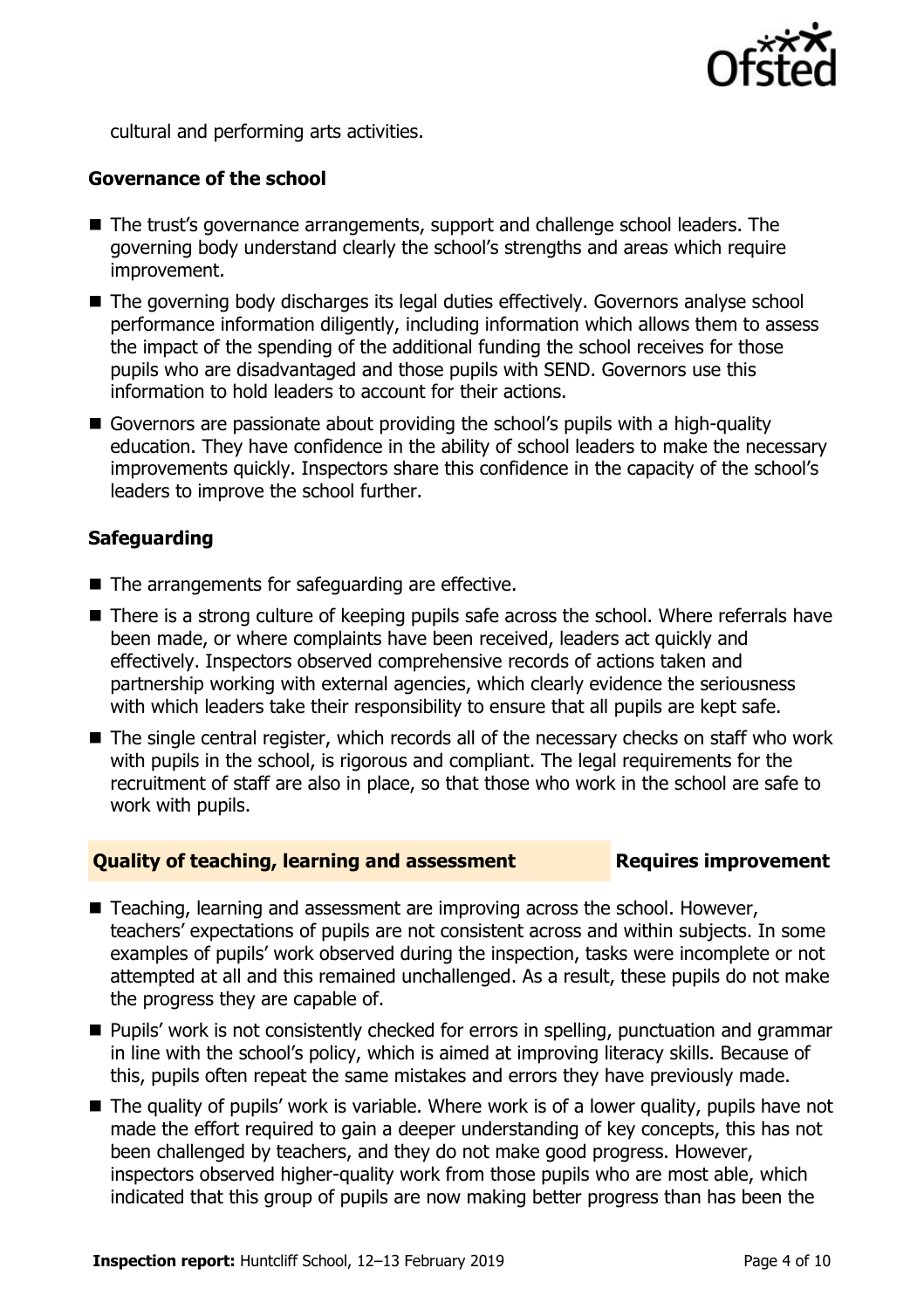cultural and performing arts activities.

### Governance of the school

- The trust's governance arrangements, support and challenge school leaders. The governing body understand clearly the school's strengths and areas which require improvement.
- The governing body discharges its legal duties effectively. Governors analyse school performance information diligently, including information which allows them to assess the impact of the spending of the additional funding the school receives for those pupils who are disadvantaged and those pupils with SEND. Governors use this information to hold leaders to account for their actions.
- Governors are passionate about providing the school's pupils with a high-quality education. They have confidence in the ability of school leaders to make the necessary improvements quickly. Inspectors share this confidence in the capacity of the school's leaders to improve the school further.

### Safeguarding

- The arrangements for safeguarding are effective.
- There is a strong culture of keeping pupils safe across the school. Where referrals have been made, or where complaints have been received, leaders act quickly and effectively. Inspectors observed comprehensive records of actions taken and partnership working with external agencies, which clearly evidence the seriousness with which leaders take their responsibility to ensure that all pupils are kept safe.
- The single central register, which records all of the necessary checks on staff who work with pupils in the school, is rigorous and compliant. The legal requirements for the recruitment of staff are also in place, so that those who work in the school are safe to work with pupils.

## Quality of teaching, learning and assessment — Requires improvement

- Teaching, learning and assessment are improving across the school. However, teachers' expectations of pupils are not consistent across and within subjects. In some examples of pupils' work observed during the inspection, tasks were incomplete or not attempted at all and this remained unchallenged. As a result, these pupils do not make the progress they are capable of.
- Pupils' work is not consistently checked for errors in spelling, punctuation and grammar in line with the school's policy, which is aimed at improving literacy skills. Because of this, pupils often repeat the same mistakes and errors they have previously made.
- The quality of pupils' work is variable. Where work is of a lower quality, pupils have not made the effort required to gain a deeper understanding of key concepts, this has not been challenged by teachers, and they do not make good progress. However, inspectors observed higher-quality work from those pupils who are most able, which indicated that this group of pupils are now making better progress than has been the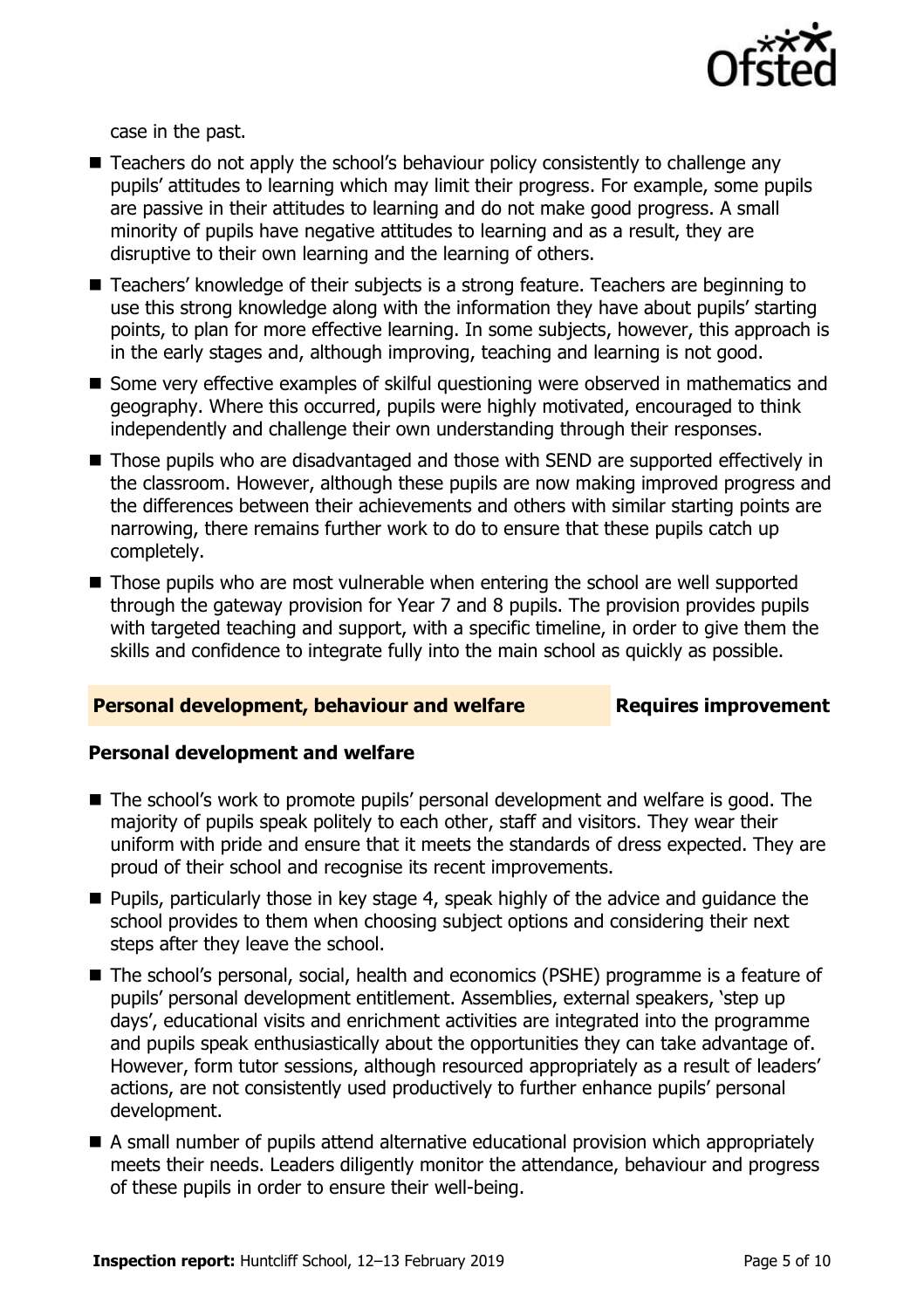case in the past.

- Teachers do not apply the school's behaviour policy consistently to challenge any pupils' attitudes to learning which may limit their progress. For example, some pupils are passive in their attitudes to learning and do not make good progress. A small minority of pupils have negative attitudes to learning and as a result, they are disruptive to their own learning and the learning of others.
- Teachers' knowledge of their subjects is a strong feature. Teachers are beginning to use this strong knowledge along with the information they have about pupils' starting points, to plan for more effective learning. In some subjects, however, this approach is in the early stages and, although improving, teaching and learning is not good.
- Some very effective examples of skilful questioning were observed in mathematics and geography. Where this occurred, pupils were highly motivated, encouraged to think independently and challenge their own understanding through their responses.
- Those pupils who are disadvantaged and those with SEND are supported effectively in the classroom. However, although these pupils are now making improved progress and the differences between their achievements and others with similar starting points are narrowing, there remains further work to do to ensure that these pupils catch up completely.
- Those pupils who are most vulnerable when entering the school are well supported through the gateway provision for Year 7 and 8 pupils. The provision provides pupils with targeted teaching and support, with a specific timeline, in order to give them the skills and confidence to integrate fully into the main school as quickly as possible.

## Personal development, behaviour and welfare — Requires improvement

### Personal development and welfare

- The school's work to promote pupils' personal development and welfare is good. The majority of pupils speak politely to each other, staff and visitors. They wear their uniform with pride and ensure that it meets the standards of dress expected. They are proud of their school and recognise its recent improvements.
- Pupils, particularly those in key stage 4, speak highly of the advice and guidance the school provides to them when choosing subject options and considering their next steps after they leave the school.
- The school's personal, social, health and economics (PSHE) programme is a feature of pupils' personal development entitlement. Assemblies, external speakers, 'step up days', educational visits and enrichment activities are integrated into the programme and pupils speak enthusiastically about the opportunities they can take advantage of. However, form tutor sessions, although resourced appropriately as a result of leaders' actions, are not consistently used productively to further enhance pupils' personal development.
- A small number of pupils attend alternative educational provision which appropriately meets their needs. Leaders diligently monitor the attendance, behaviour and progress of these pupils in order to ensure their well-being.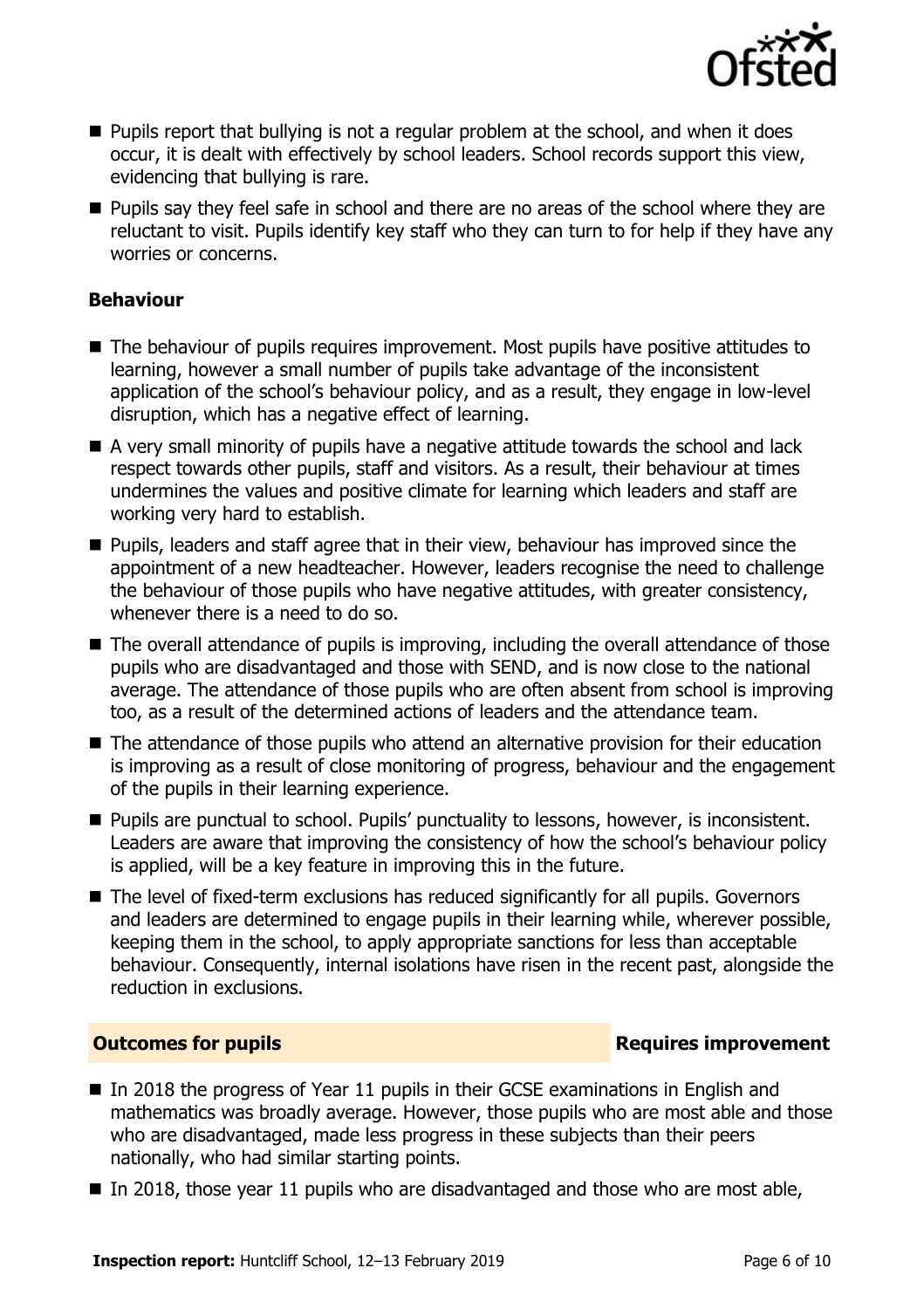- Pupils report that bullying is not a regular problem at the school, and when it does occur, it is dealt with effectively by school leaders. School records support this view, evidencing that bullying is rare.
- Pupils say they feel safe in school and there are no areas of the school where they are reluctant to visit. Pupils identify key staff who they can turn to for help if they have any worries or concerns.

### Behaviour

- The behaviour of pupils requires improvement. Most pupils have positive attitudes to learning, however a small number of pupils take advantage of the inconsistent application of the school's behaviour policy, and as a result, they engage in low-level disruption, which has a negative effect of learning.
- A very small minority of pupils have a negative attitude towards the school and lack respect towards other pupils, staff and visitors. As a result, their behaviour at times undermines the values and positive climate for learning which leaders and staff are working very hard to establish.
- Pupils, leaders and staff agree that in their view, behaviour has improved since the appointment of a new headteacher. However, leaders recognise the need to challenge the behaviour of those pupils who have negative attitudes, with greater consistency, whenever there is a need to do so.
- The overall attendance of pupils is improving, including the overall attendance of those pupils who are disadvantaged and those with SEND, and is now close to the national average. The attendance of those pupils who are often absent from school is improving too, as a result of the determined actions of leaders and the attendance team.
- The attendance of those pupils who attend an alternative provision for their education is improving as a result of close monitoring of progress, behaviour and the engagement of the pupils in their learning experience.
- Pupils are punctual to school. Pupils' punctuality to lessons, however, is inconsistent. Leaders are aware that improving the consistency of how the school's behaviour policy is applied, will be a key feature in improving this in the future.
- The level of fixed-term exclusions has reduced significantly for all pupils. Governors and leaders are determined to engage pupils in their learning while, wherever possible, keeping them in the school, to apply appropriate sanctions for less than acceptable behaviour. Consequently, internal isolations have risen in the recent past, alongside the reduction in exclusions.

## Outcomes for pupils — Requires improvement

- In 2018 the progress of Year 11 pupils in their GCSE examinations in English and mathematics was broadly average. However, those pupils who are most able and those who are disadvantaged, made less progress in these subjects than their peers nationally, who had similar starting points.
- In 2018, those year 11 pupils who are disadvantaged and those who are most able,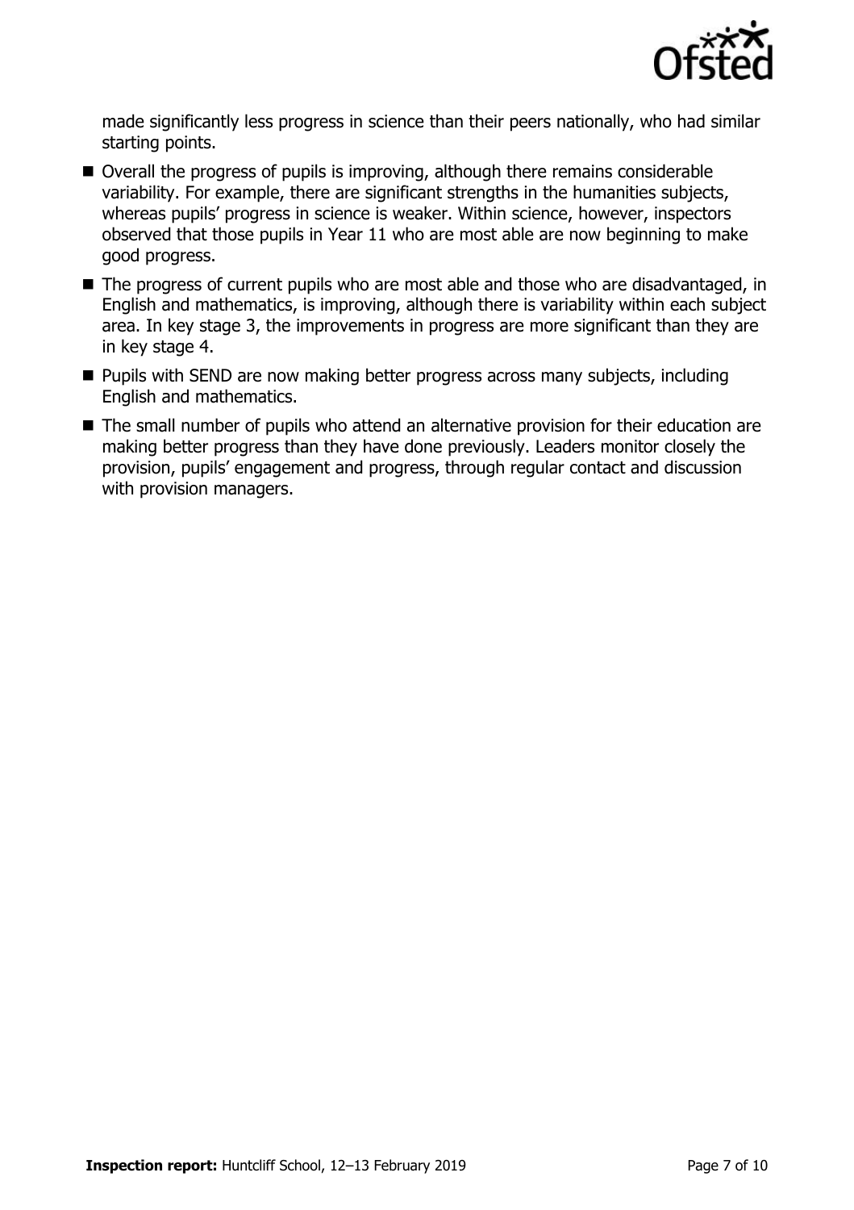made significantly less progress in science than their peers nationally, who had similar starting points.

- Overall the progress of pupils is improving, although there remains considerable variability. For example, there are significant strengths in the humanities subjects, whereas pupils' progress in science is weaker. Within science, however, inspectors observed that those pupils in Year 11 who are most able are now beginning to make good progress.
- The progress of current pupils who are most able and those who are disadvantaged, in English and mathematics, is improving, although there is variability within each subject area. In key stage 3, the improvements in progress are more significant than they are in key stage 4.
- Pupils with SEND are now making better progress across many subjects, including English and mathematics.
- The small number of pupils who attend an alternative provision for their education are making better progress than they have done previously. Leaders monitor closely the provision, pupils' engagement and progress, through regular contact and discussion with provision managers.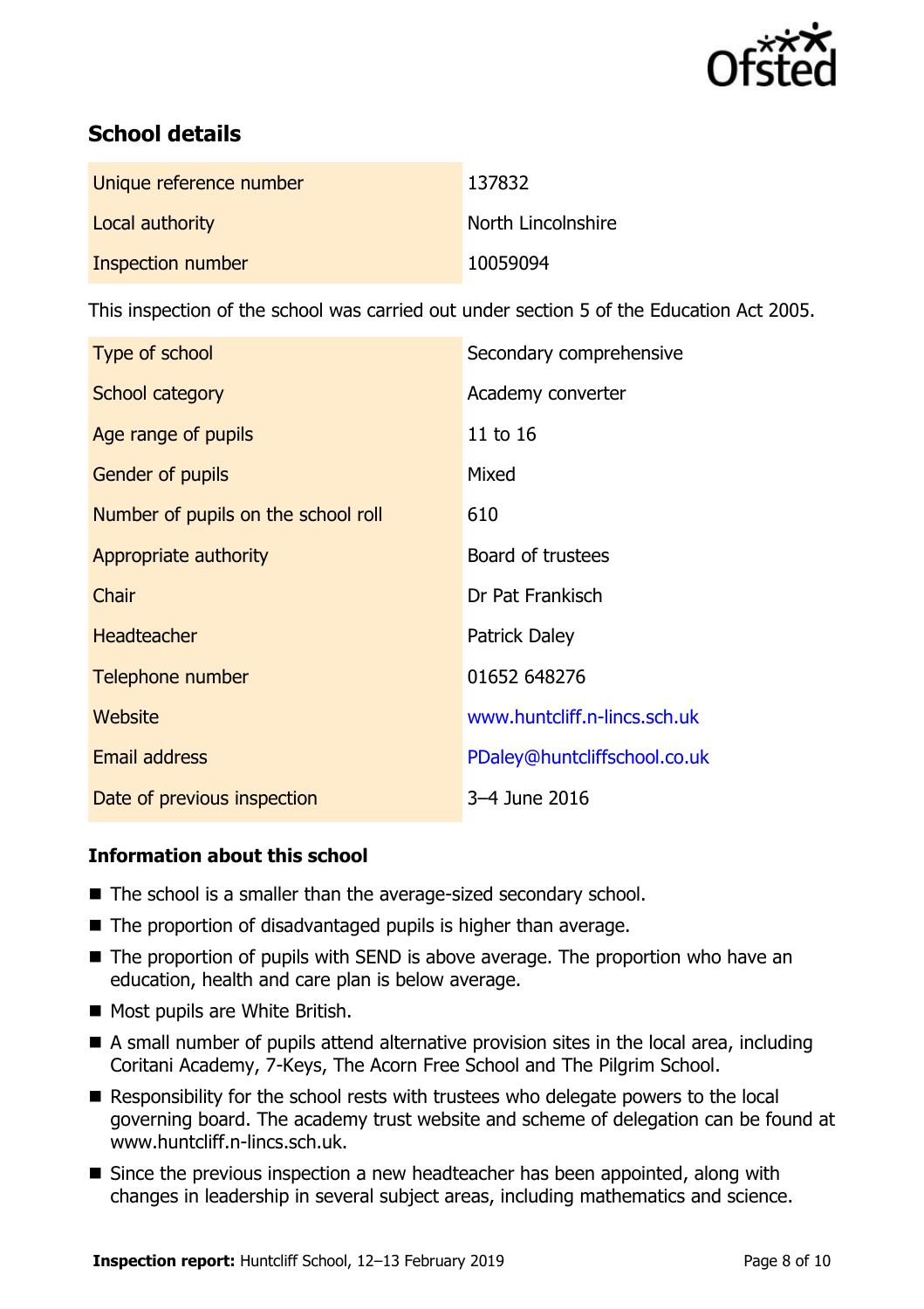## School details

| | |
|---|---|
| Unique reference number | 137832 |
| Local authority | North Lincolnshire |
| Inspection number | 10059094 |

This inspection of the school was carried out under section 5 of the Education Act 2005.

| | |
|---|---|
| Type of school | Secondary comprehensive |
| School category | Academy converter |
| Age range of pupils | 11 to 16 |
| Gender of pupils | Mixed |
| Number of pupils on the school roll | 610 |
| Appropriate authority | Board of trustees |
| Chair | Dr Pat Frankisch |
| Headteacher | Patrick Daley |
| Telephone number | 01652 648276 |
| Website | www.huntcliff.n-lincs.sch.uk |
| Email address | PDaley@huntcliffschool.co.uk |
| Date of previous inspection | 3–4 June 2016 |

### Information about this school

- The school is a smaller than the average-sized secondary school.
- The proportion of disadvantaged pupils is higher than average.
- The proportion of pupils with SEND is above average. The proportion who have an education, health and care plan is below average.
- Most pupils are White British.
- A small number of pupils attend alternative provision sites in the local area, including Coritani Academy, 7-Keys, The Acorn Free School and The Pilgrim School.
- Responsibility for the school rests with trustees who delegate powers to the local governing board. The academy trust website and scheme of delegation can be found at www.huntcliff.n-lincs.sch.uk.
- Since the previous inspection a new headteacher has been appointed, along with changes in leadership in several subject areas, including mathematics and science.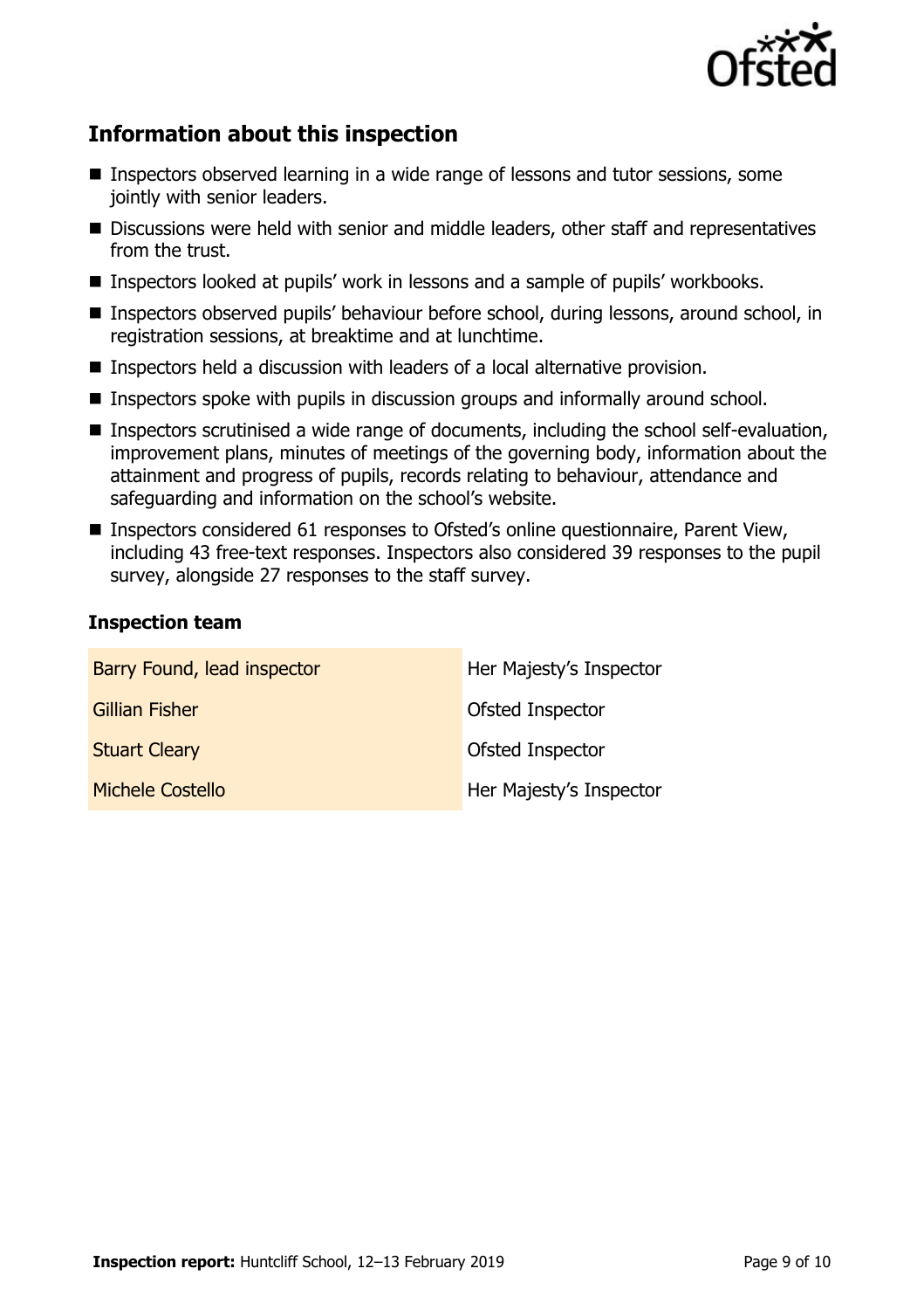## Information about this inspection

- Inspectors observed learning in a wide range of lessons and tutor sessions, some jointly with senior leaders.
- Discussions were held with senior and middle leaders, other staff and representatives from the trust.
- Inspectors looked at pupils' work in lessons and a sample of pupils' workbooks.
- Inspectors observed pupils' behaviour before school, during lessons, around school, in registration sessions, at breaktime and at lunchtime.
- Inspectors held a discussion with leaders of a local alternative provision.
- Inspectors spoke with pupils in discussion groups and informally around school.
- Inspectors scrutinised a wide range of documents, including the school self-evaluation, improvement plans, minutes of meetings of the governing body, information about the attainment and progress of pupils, records relating to behaviour, attendance and safeguarding and information on the school's website.
- Inspectors considered 61 responses to Ofsted's online questionnaire, Parent View, including 43 free-text responses. Inspectors also considered 39 responses to the pupil survey, alongside 27 responses to the staff survey.

### Inspection team

| | |
|---|---|
| Barry Found, lead inspector | Her Majesty's Inspector |
| Gillian Fisher | Ofsted Inspector |
| Stuart Cleary | Ofsted Inspector |
| Michele Costello | Her Majesty's Inspector |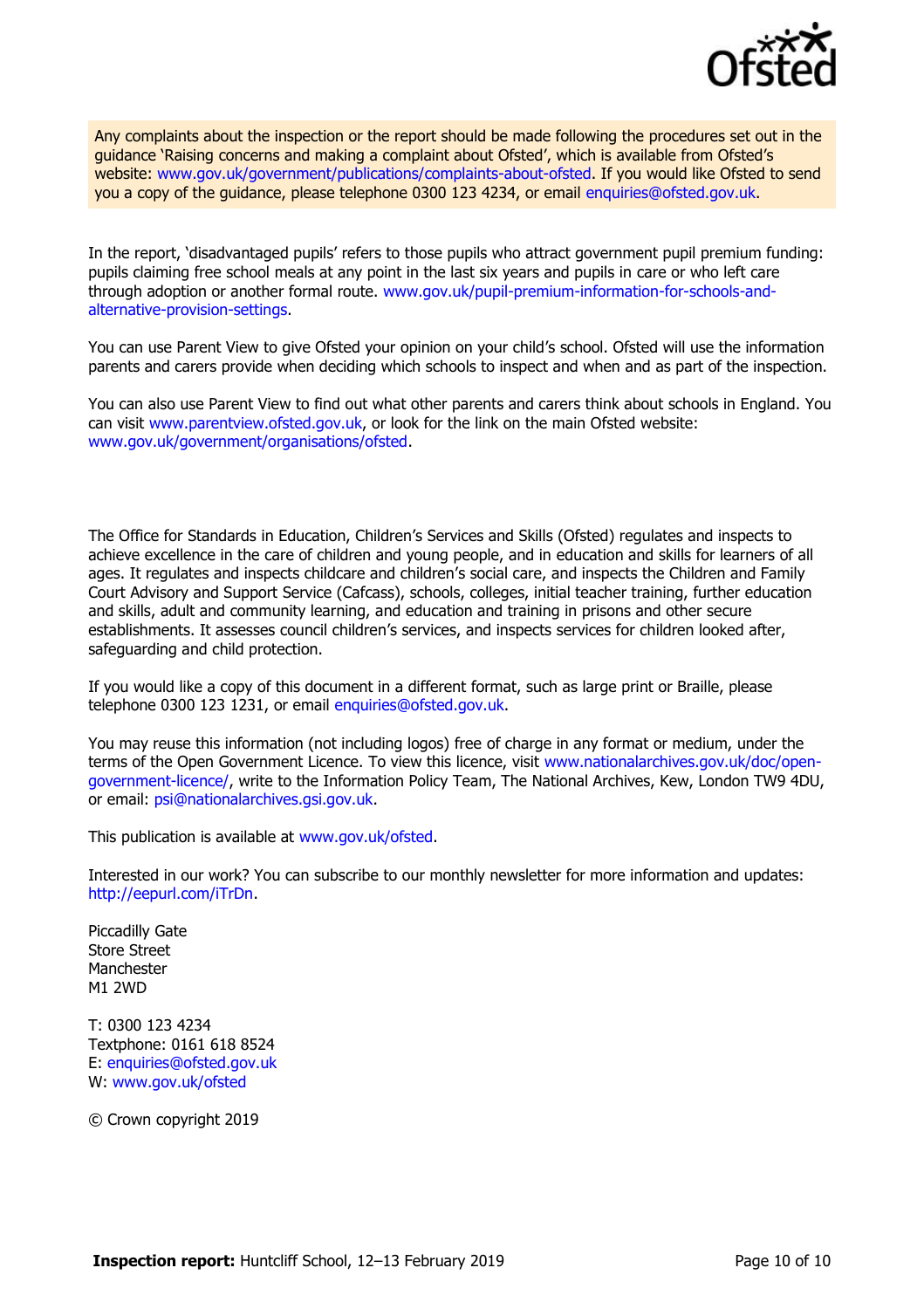Any complaints about the inspection or the report should be made following the procedures set out in the guidance 'Raising concerns and making a complaint about Ofsted', which is available from Ofsted's website: www.gov.uk/government/publications/complaints-about-ofsted. If you would like Ofsted to send you a copy of the guidance, please telephone 0300 123 4234, or email enquiries@ofsted.gov.uk.

In the report, 'disadvantaged pupils' refers to those pupils who attract government pupil premium funding: pupils claiming free school meals at any point in the last six years and pupils in care or who left care through adoption or another formal route. www.gov.uk/pupil-premium-information-for-schools-and-alternative-provision-settings.

You can use Parent View to give Ofsted your opinion on your child's school. Ofsted will use the information parents and carers provide when deciding which schools to inspect and when and as part of the inspection.

You can also use Parent View to find out what other parents and carers think about schools in England. You can visit www.parentview.ofsted.gov.uk, or look for the link on the main Ofsted website: www.gov.uk/government/organisations/ofsted.

The Office for Standards in Education, Children's Services and Skills (Ofsted) regulates and inspects to achieve excellence in the care of children and young people, and in education and skills for learners of all ages. It regulates and inspects childcare and children's social care, and inspects the Children and Family Court Advisory and Support Service (Cafcass), schools, colleges, initial teacher training, further education and skills, adult and community learning, and education and training in prisons and other secure establishments. It assesses council children's services, and inspects services for children looked after, safeguarding and child protection.

If you would like a copy of this document in a different format, such as large print or Braille, please telephone 0300 123 1231, or email enquiries@ofsted.gov.uk.

You may reuse this information (not including logos) free of charge in any format or medium, under the terms of the Open Government Licence. To view this licence, visit www.nationalarchives.gov.uk/doc/open-government-licence/, write to the Information Policy Team, The National Archives, Kew, London TW9 4DU, or email: psi@nationalarchives.gsi.gov.uk.

This publication is available at www.gov.uk/ofsted.

Interested in our work? You can subscribe to our monthly newsletter for more information and updates: http://eepurl.com/iTrDn.

Piccadilly Gate
Store Street
Manchester
M1 2WD

T: 0300 123 4234
Textphone: 0161 618 8524
E: enquiries@ofsted.gov.uk
W: www.gov.uk/ofsted

© Crown copyright 2019